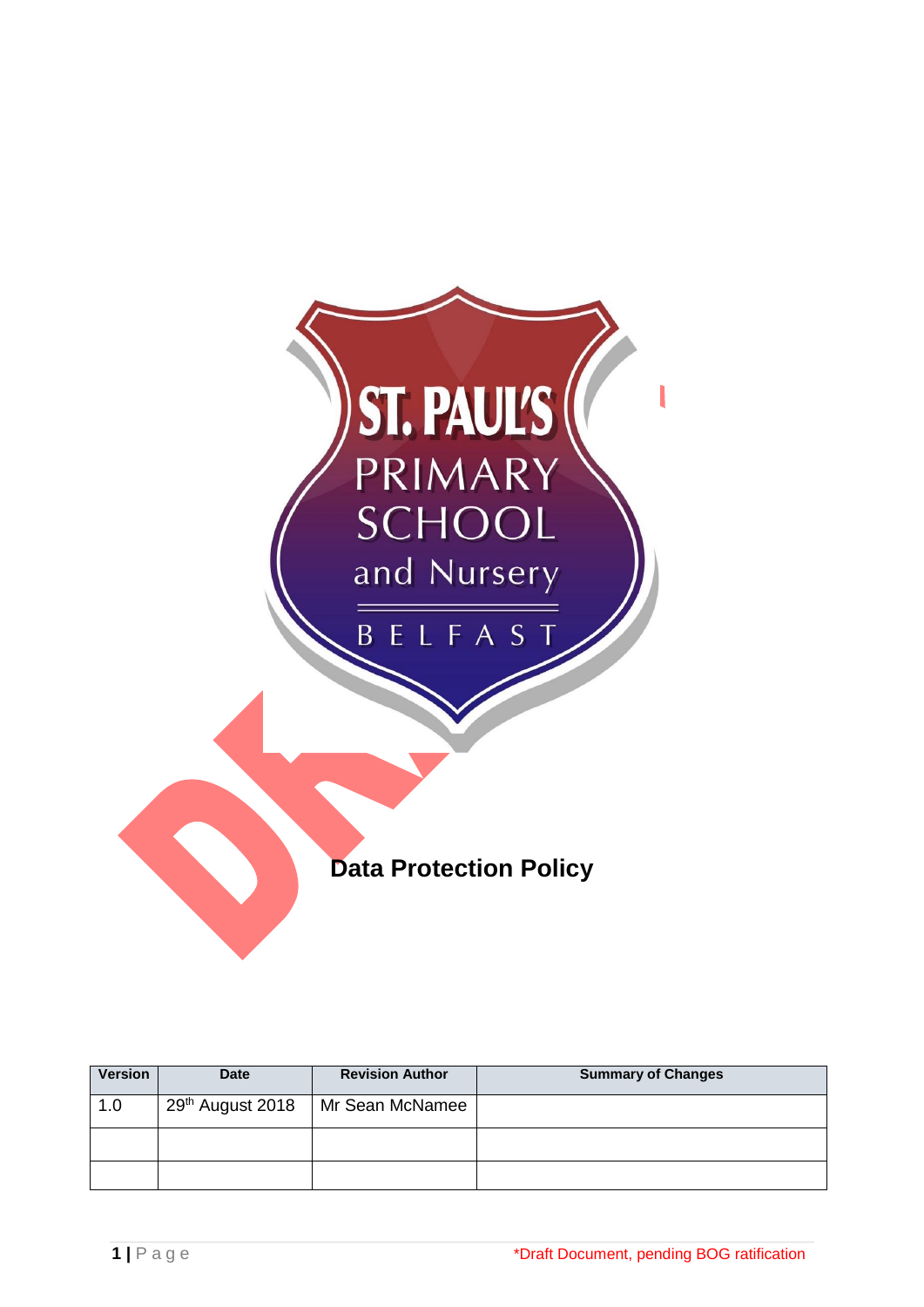ST. PAUL'S PRIMARY SCHOOL and Nursery BELFAST

# Data Protection Policy

| Version | Date | Revision Author | Summary of Changes |
|---|---|---|---|
| 1.0 | 29th August 2018 | Mr Sean McNamee | |
| | | | |
| | | | |

*Draft Document, pending BOG ratification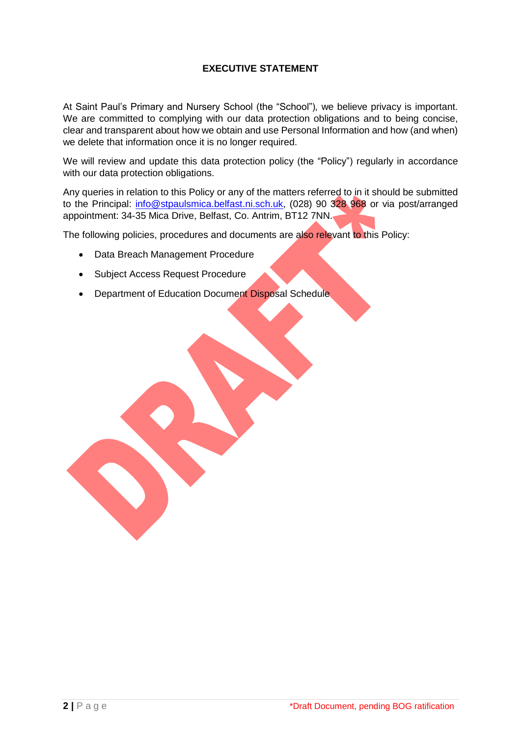## EXECUTIVE STATEMENT

At Saint Paul's Primary and Nursery School (the "School"), we believe privacy is important. We are committed to complying with our data protection obligations and to being concise, clear and transparent about how we obtain and use Personal Information and how (and when) we delete that information once it is no longer required.

We will review and update this data protection policy (the "Policy") regularly in accordance with our data protection obligations.

Any queries in relation to this Policy or any of the matters referred to in it should be submitted to the Principal: info@stpaulsmica.belfast.ni.sch.uk, (028) 90 328 968 or via post/arranged appointment: 34-35 Mica Drive, Belfast, Co. Antrim, BT12 7NN.

The following policies, procedures and documents are also relevant to this Policy:

- Data Breach Management Procedure
- Subject Access Request Procedure
- Department of Education Document Disposal Schedule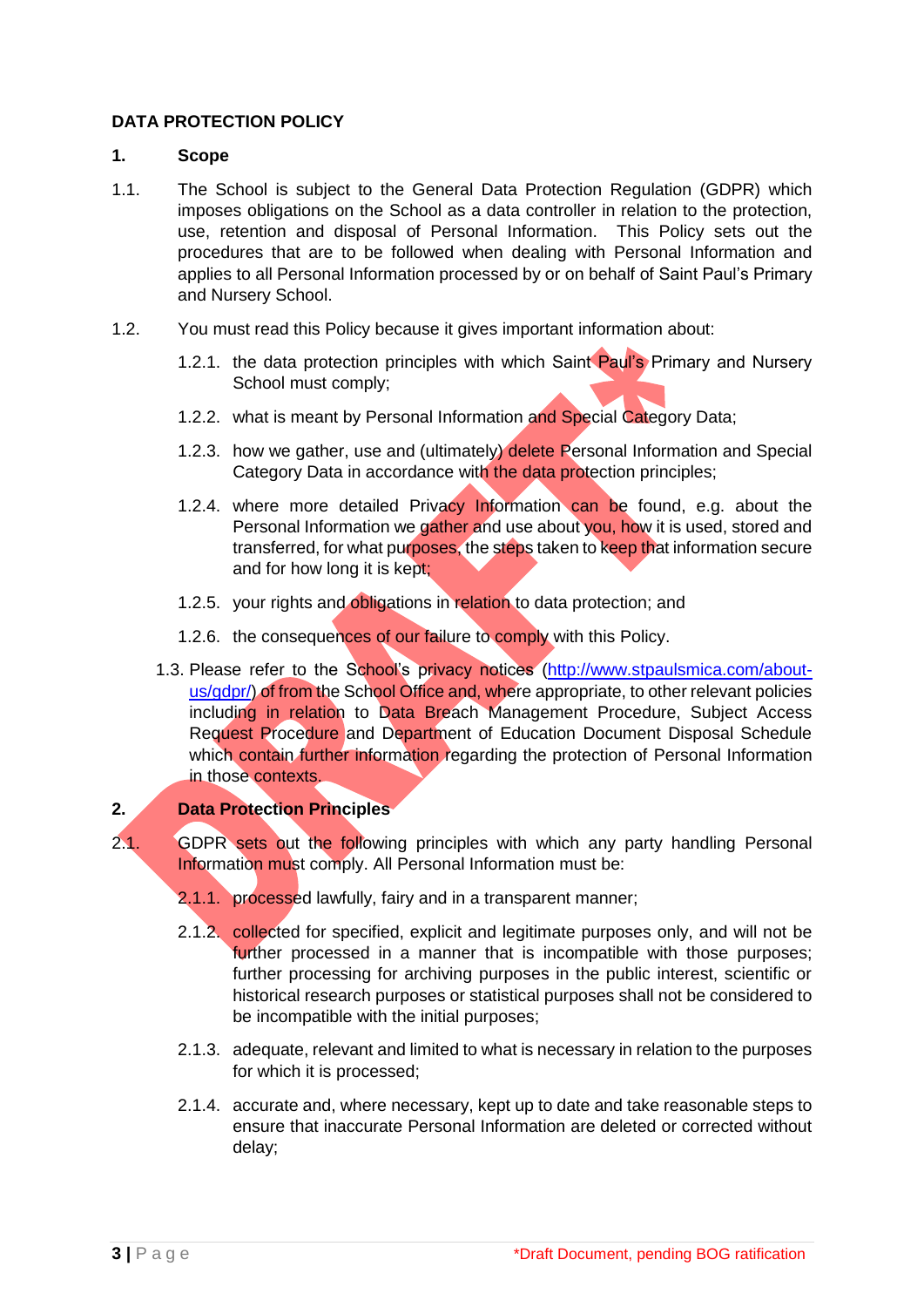**DATA PROTECTION POLICY**

**1. Scope**

1.1. The School is subject to the General Data Protection Regulation (GDPR) which imposes obligations on the School as a data controller in relation to the protection, use, retention and disposal of Personal Information. This Policy sets out the procedures that are to be followed when dealing with Personal Information and applies to all Personal Information processed by or on behalf of Saint Paul's Primary and Nursery School.

1.2. You must read this Policy because it gives important information about:

1.2.1. the data protection principles with which Saint Paul's Primary and Nursery School must comply;

1.2.2. what is meant by Personal Information and Special Category Data;

1.2.3. how we gather, use and (ultimately) delete Personal Information and Special Category Data in accordance with the data protection principles;

1.2.4. where more detailed Privacy Information can be found, e.g. about the Personal Information we gather and use about you, how it is used, stored and transferred, for what purposes, the steps taken to keep that information secure and for how long it is kept;

1.2.5. your rights and obligations in relation to data protection; and

1.2.6. the consequences of our failure to comply with this Policy.

1.3. Please refer to the School's privacy notices (http://www.stpaulsmica.com/about-us/gdpr/) of from the School Office and, where appropriate, to other relevant policies including in relation to Data Breach Management Procedure, Subject Access Request Procedure and Department of Education Document Disposal Schedule which contain further information regarding the protection of Personal Information in those contexts.

**2. Data Protection Principles**

2.1. GDPR sets out the following principles with which any party handling Personal Information must comply. All Personal Information must be:

2.1.1. processed lawfully, fairy and in a transparent manner;

2.1.2. collected for specified, explicit and legitimate purposes only, and will not be further processed in a manner that is incompatible with those purposes; further processing for archiving purposes in the public interest, scientific or historical research purposes or statistical purposes shall not be considered to be incompatible with the initial purposes;

2.1.3. adequate, relevant and limited to what is necessary in relation to the purposes for which it is processed;

2.1.4. accurate and, where necessary, kept up to date and take reasonable steps to ensure that inaccurate Personal Information are deleted or corrected without delay;

*Draft Document, pending BOG ratification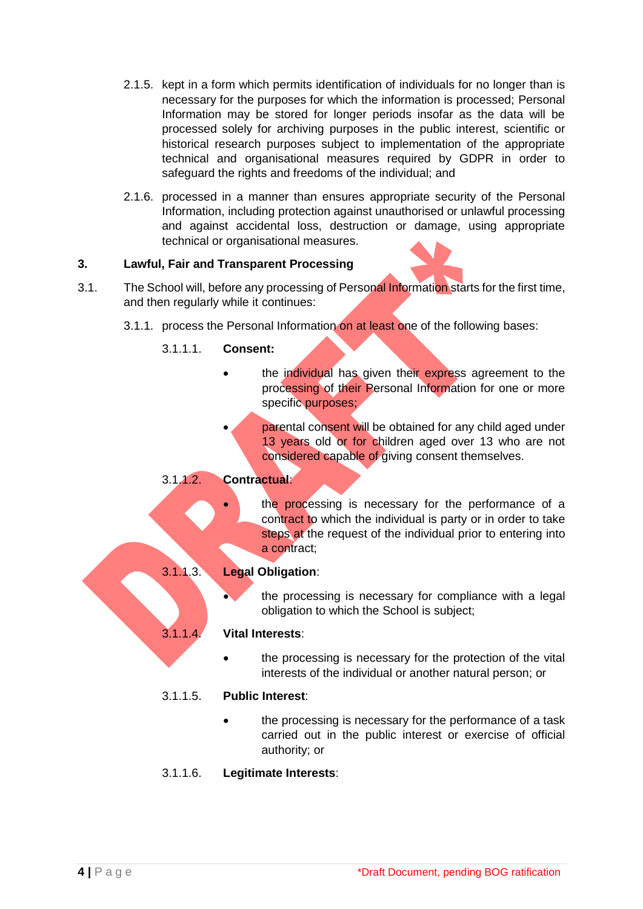2.1.5. kept in a form which permits identification of individuals for no longer than is necessary for the purposes for which the information is processed; Personal Information may be stored for longer periods insofar as the data will be processed solely for archiving purposes in the public interest, scientific or historical research purposes subject to implementation of the appropriate technical and organisational measures required by GDPR in order to safeguard the rights and freedoms of the individual; and

2.1.6. processed in a manner than ensures appropriate security of the Personal Information, including protection against unauthorised or unlawful processing and against accidental loss, destruction or damage, using appropriate technical or organisational measures.

## 3. Lawful, Fair and Transparent Processing

3.1. The School will, before any processing of Personal Information starts for the first time, and then regularly while it continues:

3.1.1. process the Personal Information on at least one of the following bases:

3.1.1.1. **Consent:**

- the individual has given their express agreement to the processing of their Personal Information for one or more specific purposes;
- parental consent will be obtained for any child aged under 13 years old or for children aged over 13 who are not considered capable of giving consent themselves.

3.1.1.2. **Contractual**:

- the processing is necessary for the performance of a contract to which the individual is party or in order to take steps at the request of the individual prior to entering into a contract;

3.1.1.3. **Legal Obligation**:

- the processing is necessary for compliance with a legal obligation to which the School is subject;

3.1.1.4. **Vital Interests**:

- the processing is necessary for the protection of the vital interests of the individual or another natural person; or

3.1.1.5. **Public Interest**:

- the processing is necessary for the performance of a task carried out in the public interest or exercise of official authority; or

3.1.1.6. **Legitimate Interests**:

*Draft Document, pending BOG ratification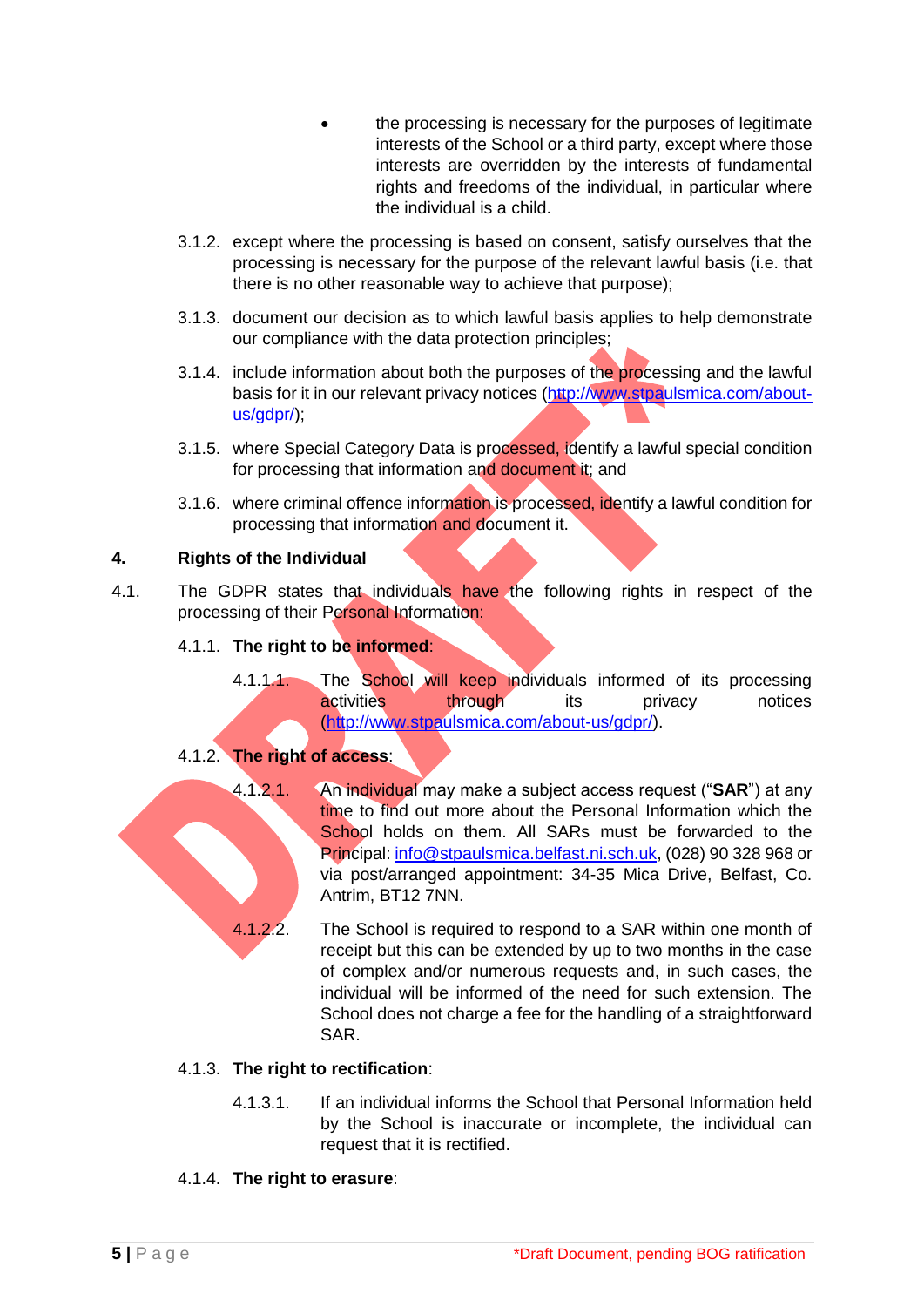- the processing is necessary for the purposes of legitimate interests of the School or a third party, except where those interests are overridden by the interests of fundamental rights and freedoms of the individual, in particular where the individual is a child.

3.1.2. except where the processing is based on consent, satisfy ourselves that the processing is necessary for the purpose of the relevant lawful basis (i.e. that there is no other reasonable way to achieve that purpose);

3.1.3. document our decision as to which lawful basis applies to help demonstrate our compliance with the data protection principles;

3.1.4. include information about both the purposes of the processing and the lawful basis for it in our relevant privacy notices (http://www.stpaulsmica.com/about-us/gdpr/);

3.1.5. where Special Category Data is processed, identify a lawful special condition for processing that information and document it; and

3.1.6. where criminal offence information is processed, identify a lawful condition for processing that information and document it.

## 4. Rights of the Individual

4.1. The GDPR states that individuals have the following rights in respect of the processing of their Personal Information:

4.1.1. **The right to be informed**:

4.1.1.1. The School will keep individuals informed of its processing activities through its privacy notices (http://www.stpaulsmica.com/about-us/gdpr/).

4.1.2. **The right of access**:

4.1.2.1. An individual may make a subject access request ("**SAR**") at any time to find out more about the Personal Information which the School holds on them. All SARs must be forwarded to the Principal: info@stpaulsmica.belfast.ni.sch.uk, (028) 90 328 968 or via post/arranged appointment: 34-35 Mica Drive, Belfast, Co. Antrim, BT12 7NN.

4.1.2.2. The School is required to respond to a SAR within one month of receipt but this can be extended by up to two months in the case of complex and/or numerous requests and, in such cases, the individual will be informed of the need for such extension. The School does not charge a fee for the handling of a straightforward SAR.

4.1.3. **The right to rectification**:

4.1.3.1. If an individual informs the School that Personal Information held by the School is inaccurate or incomplete, the individual can request that it is rectified.

4.1.4. **The right to erasure**:

*Draft Document, pending BOG ratification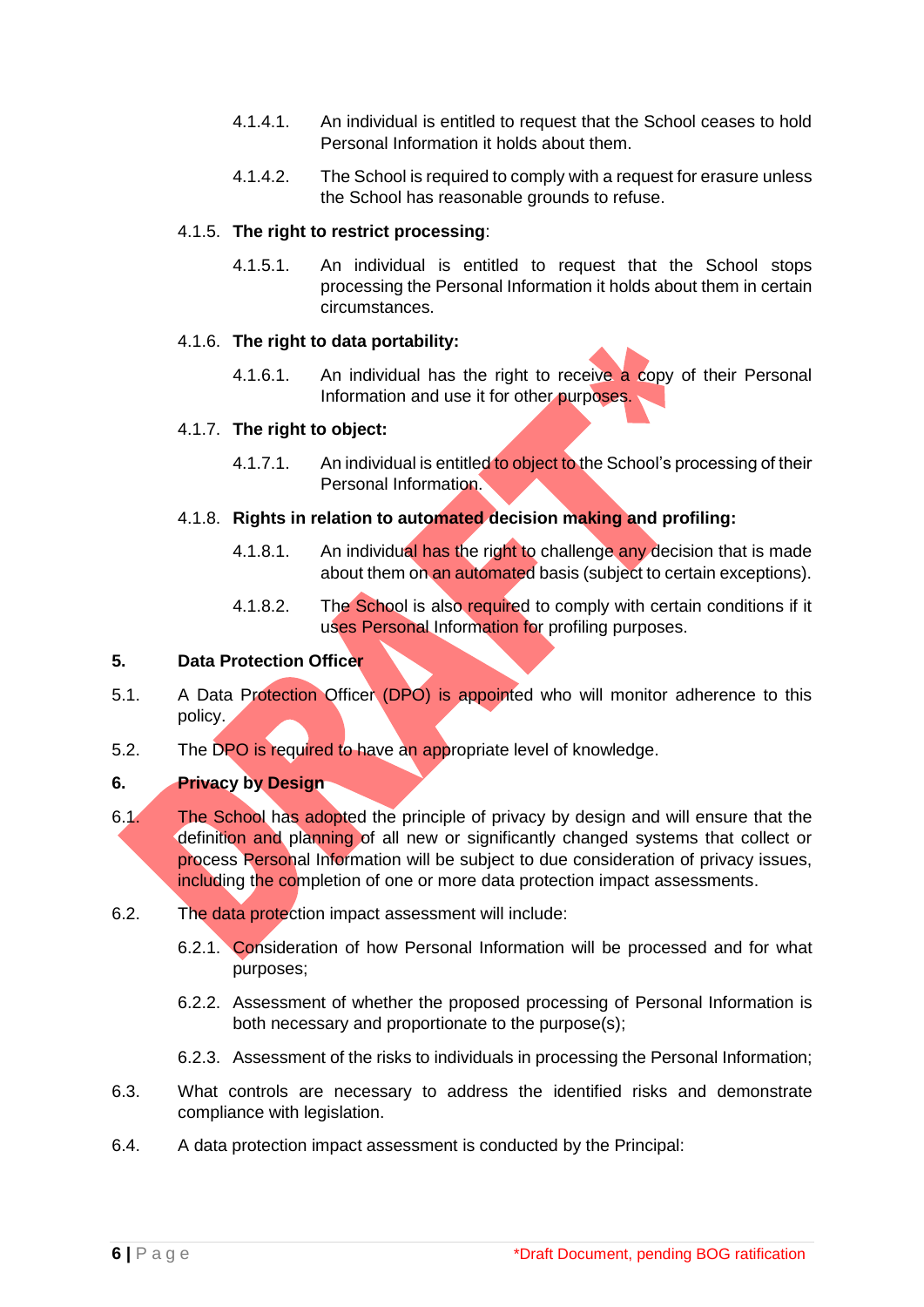4.1.4.1. An individual is entitled to request that the School ceases to hold Personal Information it holds about them.

4.1.4.2. The School is required to comply with a request for erasure unless the School has reasonable grounds to refuse.

4.1.5. **The right to restrict processing**:

4.1.5.1. An individual is entitled to request that the School stops processing the Personal Information it holds about them in certain circumstances.

4.1.6. **The right to data portability:**

4.1.6.1. An individual has the right to receive a copy of their Personal Information and use it for other purposes.

4.1.7. **The right to object:**

4.1.7.1. An individual is entitled to object to the School's processing of their Personal Information.

4.1.8. **Rights in relation to automated decision making and profiling:**

4.1.8.1. An individual has the right to challenge any decision that is made about them on an automated basis (subject to certain exceptions).

4.1.8.2. The School is also required to comply with certain conditions if it uses Personal Information for profiling purposes.

## 5. Data Protection Officer

5.1. A Data Protection Officer (DPO) is appointed who will monitor adherence to this policy.

5.2. The DPO is required to have an appropriate level of knowledge.

## 6. Privacy by Design

6.1. The School has adopted the principle of privacy by design and will ensure that the definition and planning of all new or significantly changed systems that collect or process Personal Information will be subject to due consideration of privacy issues, including the completion of one or more data protection impact assessments.

6.2. The data protection impact assessment will include:

6.2.1. Consideration of how Personal Information will be processed and for what purposes;

6.2.2. Assessment of whether the proposed processing of Personal Information is both necessary and proportionate to the purpose(s);

6.2.3. Assessment of the risks to individuals in processing the Personal Information;

6.3. What controls are necessary to address the identified risks and demonstrate compliance with legislation.

6.4. A data protection impact assessment is conducted by the Principal:

*Draft Document, pending BOG ratification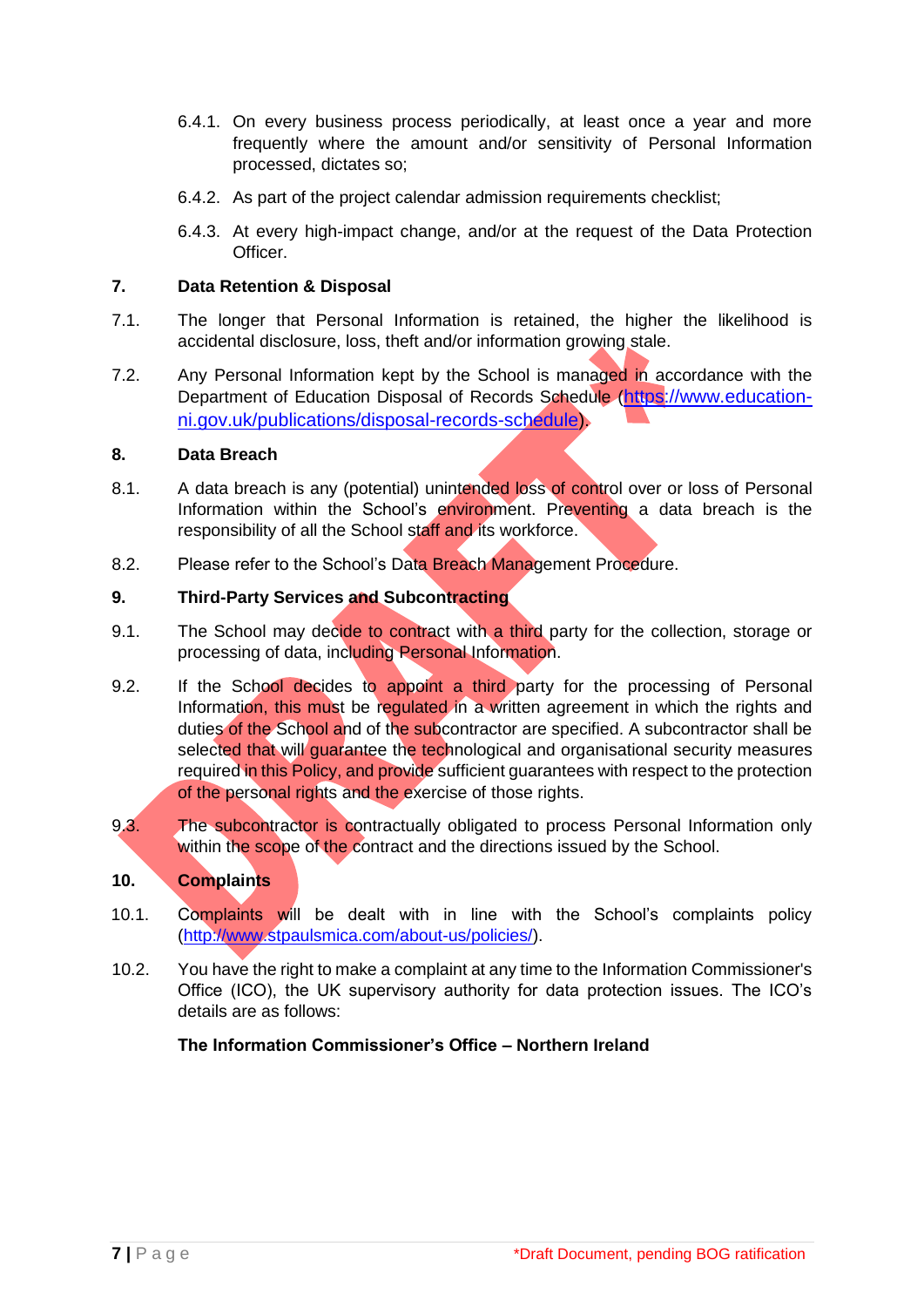6.4.1. On every business process periodically, at least once a year and more frequently where the amount and/or sensitivity of Personal Information processed, dictates so;

6.4.2. As part of the project calendar admission requirements checklist;

6.4.3. At every high-impact change, and/or at the request of the Data Protection Officer.

## 7. Data Retention & Disposal

7.1. The longer that Personal Information is retained, the higher the likelihood is accidental disclosure, loss, theft and/or information growing stale.

7.2. Any Personal Information kept by the School is managed in accordance with the Department of Education Disposal of Records Schedule ([https://www.education-ni.gov.uk/publications/disposal-records-schedule](https://www.education-ni.gov.uk/publications/disposal-records-schedule)).

## 8. Data Breach

8.1. A data breach is any (potential) unintended loss of control over or loss of Personal Information within the School's environment. Preventing a data breach is the responsibility of all the School staff and its workforce.

8.2. Please refer to the School's Data Breach Management Procedure.

## 9. Third-Party Services and Subcontracting

9.1. The School may decide to contract with a third party for the collection, storage or processing of data, including Personal Information.

9.2. If the School decides to appoint a third party for the processing of Personal Information, this must be regulated in a written agreement in which the rights and duties of the School and of the subcontractor are specified. A subcontractor shall be selected that will guarantee the technological and organisational security measures required in this Policy, and provide sufficient guarantees with respect to the protection of the personal rights and the exercise of those rights.

9.3. The subcontractor is contractually obligated to process Personal Information only within the scope of the contract and the directions issued by the School.

## 10. Complaints

10.1. Complaints will be dealt with in line with the School's complaints policy ([http://www.stpaulsmica.com/about-us/policies/](http://www.stpaulsmica.com/about-us/policies/)).

10.2. You have the right to make a complaint at any time to the Information Commissioner's Office (ICO), the UK supervisory authority for data protection issues. The ICO's details are as follows:

**The Information Commissioner's Office – Northern Ireland**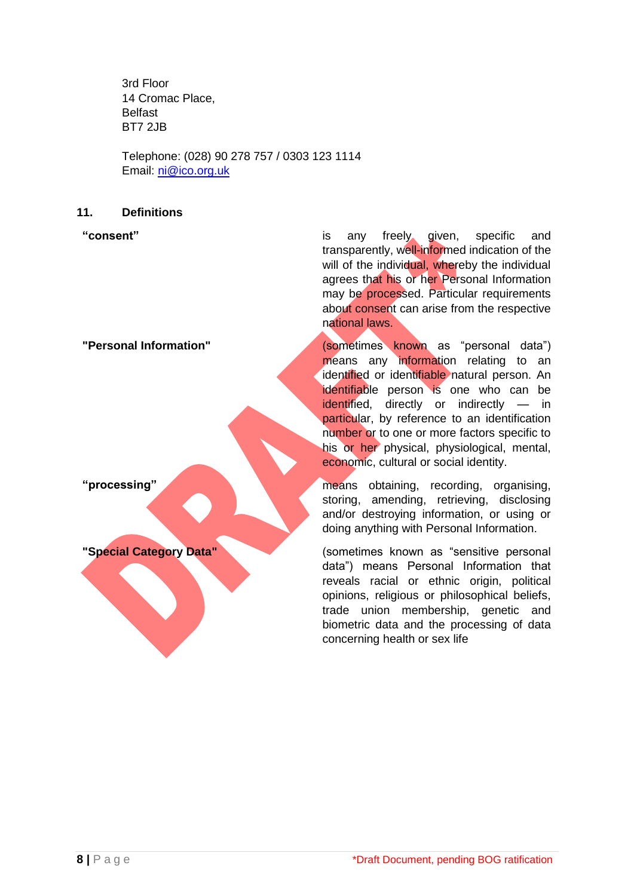3rd Floor
14 Cromac Place,
Belfast
BT7 2JB

Telephone: (028) 90 278 757 / 0303 123 1114
Email: ni@ico.org.uk

## 11. Definitions

**"consent"** is any freely given, specific and transparently, well-informed indication of the will of the individual, whereby the individual agrees that his or her Personal Information may be processed. Particular requirements about consent can arise from the respective national laws.

**"Personal Information"** (sometimes known as "personal data") means any information relating to an identified or identifiable natural person. An identifiable person is one who can be identified, directly or indirectly — in particular, by reference to an identification number or to one or more factors specific to his or her physical, physiological, mental, economic, cultural or social identity.

**"processing"** means obtaining, recording, organising, storing, amending, retrieving, disclosing and/or destroying information, or using or doing anything with Personal Information.

**"Special Category Data"** (sometimes known as "sensitive personal data") means Personal Information that reveals racial or ethnic origin, political opinions, religious or philosophical beliefs, trade union membership, genetic and biometric data and the processing of data concerning health or sex life

*Draft Document, pending BOG ratification